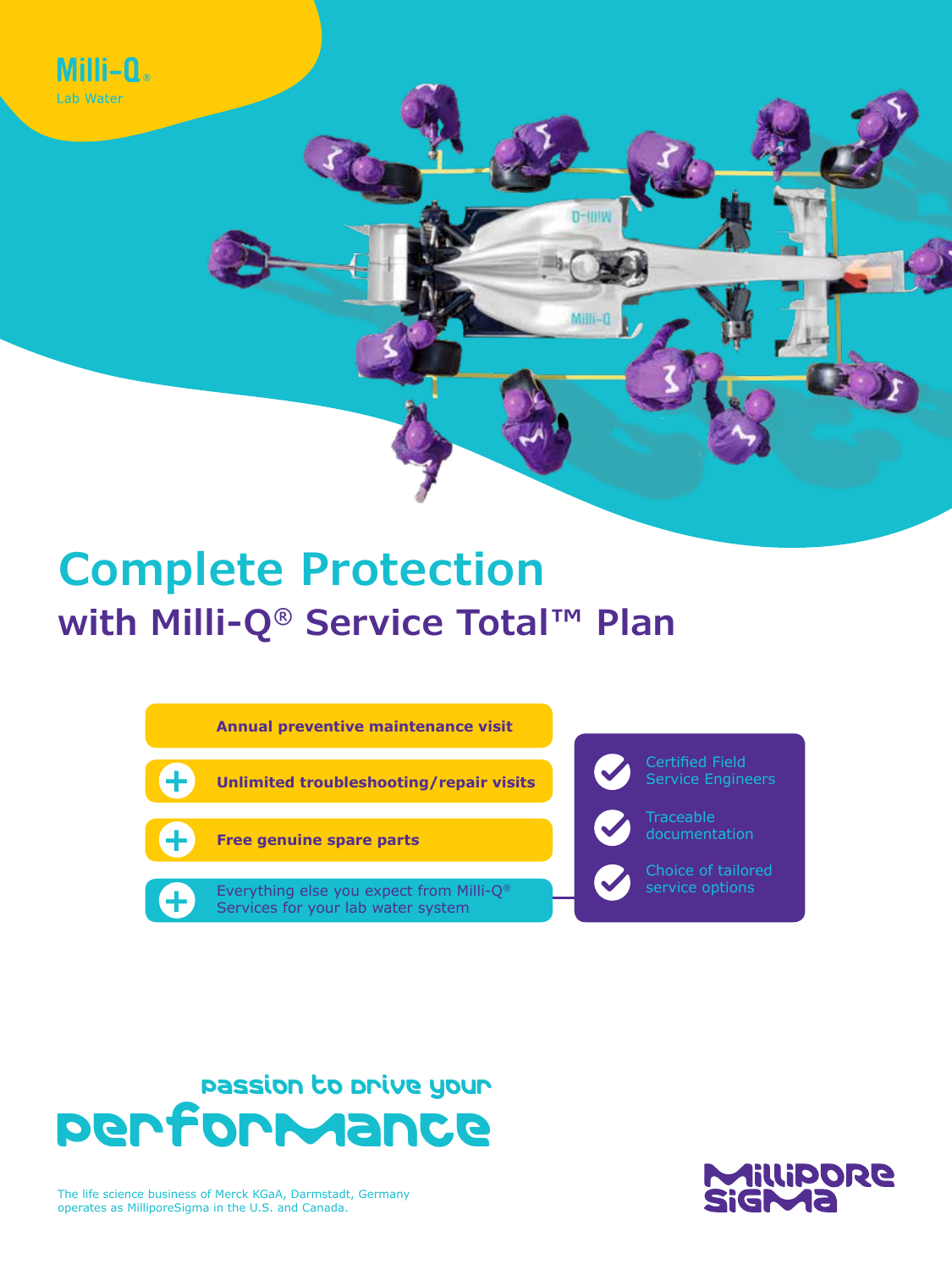Milli-Q®

Lab Water

# Complete Protection

## with Milli-Q® Service Total™ Plan

**Annual preventive maintenance visit**

+ **Unlimited troubleshooting/repair visits**

+ **Free genuine spare parts**

+ Everything else you expect from Milli-Q® Services for your lab water system

- Certified Field Service Engineers
- Traceable documentation
- Choice of tailored service options

passion to drive your

performance

The life science business of Merck KGaA, Darmstadt, Germany operates as MilliporeSigma in the U.S. and Canada.

MilliporeSigma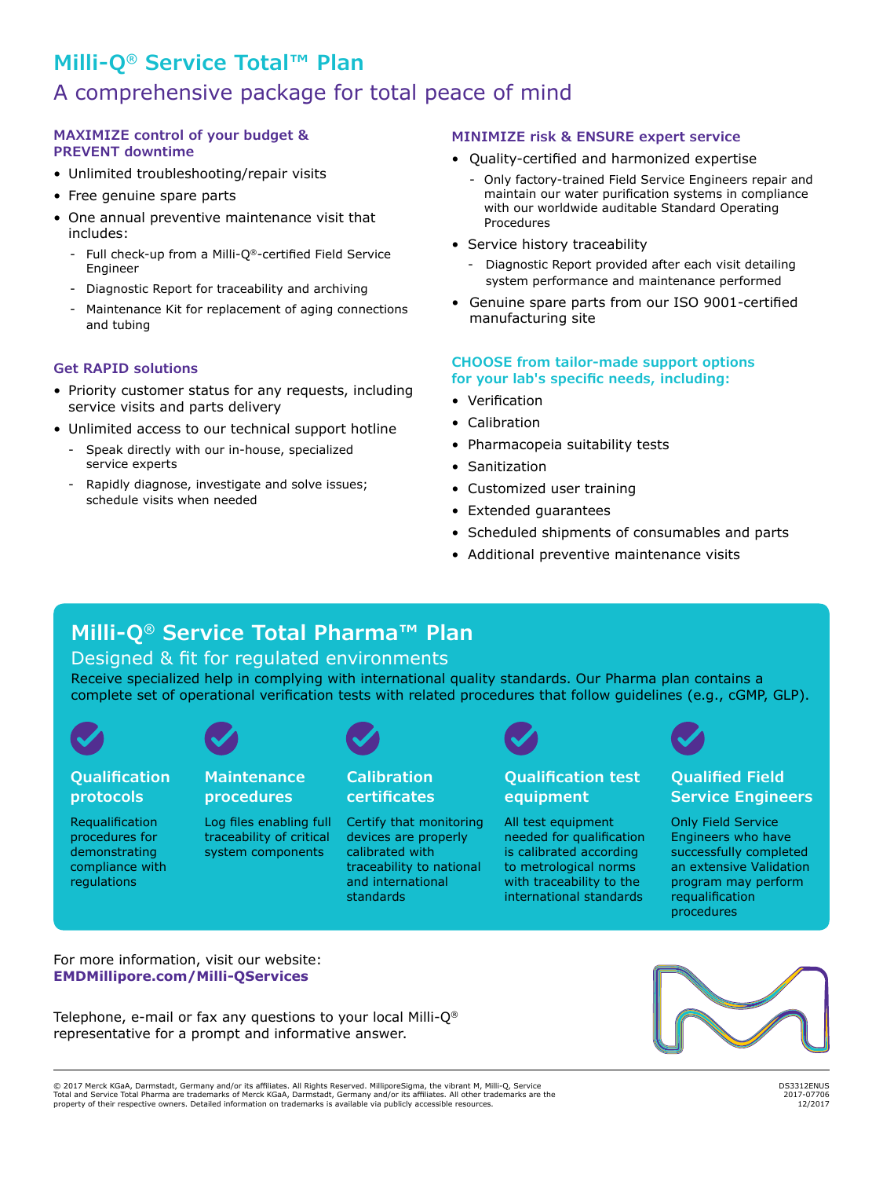# Milli-Q® Service Total™ Plan

## A comprehensive package for total peace of mind

### MAXIMIZE control of your budget & PREVENT downtime

- Unlimited troubleshooting/repair visits
- Free genuine spare parts
- One annual preventive maintenance visit that includes:
  - Full check-up from a Milli-Q®-certified Field Service Engineer
  - Diagnostic Report for traceability and archiving
  - Maintenance Kit for replacement of aging connections and tubing

### Get RAPID solutions

- Priority customer status for any requests, including service visits and parts delivery
- Unlimited access to our technical support hotline
  - Speak directly with our in-house, specialized service experts
  - Rapidly diagnose, investigate and solve issues; schedule visits when needed

### MINIMIZE risk & ENSURE expert service

- Quality-certified and harmonized expertise
  - Only factory-trained Field Service Engineers repair and maintain our water purification systems in compliance with our worldwide auditable Standard Operating Procedures
- Service history traceability
  - Diagnostic Report provided after each visit detailing system performance and maintenance performed
- Genuine spare parts from our ISO 9001-certified manufacturing site

### CHOOSE from tailor-made support options for your lab's specific needs, including:

- Verification
- Calibration
- Pharmacopeia suitability tests
- Sanitization
- Customized user training
- Extended guarantees
- Scheduled shipments of consumables and parts
- Additional preventive maintenance visits

## Milli-Q® Service Total Pharma™ Plan

### Designed & fit for regulated environments

Receive specialized help in complying with international quality standards. Our Pharma plan contains a complete set of operational verification tests with related procedures that follow guidelines (e.g., cGMP, GLP).

**Qualification protocols**

Requalification procedures for demonstrating compliance with regulations

**Maintenance procedures**

Log files enabling full traceability of critical system components

**Calibration certificates**

Certify that monitoring devices are properly calibrated with traceability to national and international standards

**Qualification test equipment**

All test equipment needed for qualification is calibrated according to metrological norms with traceability to the international standards

**Qualified Field Service Engineers**

Only Field Service Engineers who have successfully completed an extensive Validation program may perform requalification procedures

For more information, visit our website:
**EMDMillipore.com/Milli-QServices**

Telephone, e-mail or fax any questions to your local Milli-Q® representative for a prompt and informative answer.

© 2017 Merck KGaA, Darmstadt, Germany and/or its affiliates. All Rights Reserved. MilliporeSigma, the vibrant M, Milli-Q, Service Total and Service Total Pharma are trademarks of Merck KGaA, Darmstadt, Germany and/or its affiliates. All other trademarks are the property of their respective owners. Detailed information on trademarks is available via publicly accessible resources.

DS3312ENUS
2017-07706
12/2017